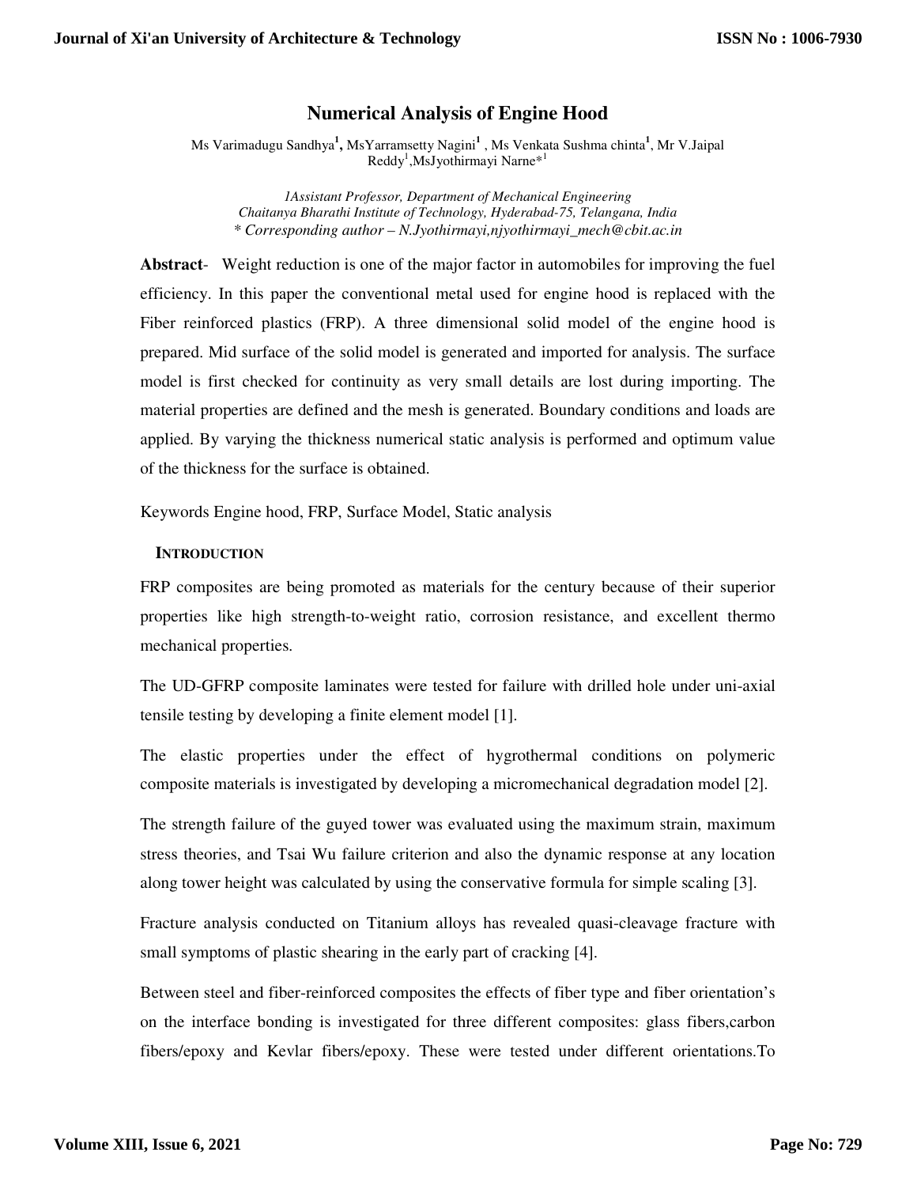# Numerical Analysis of Engine Hood

Ms Varimadugu Sandhya[1], MsYarramsetty Nagini[1] , Ms Venkata Sushma chinta[1], Mr V.Jaipal Reddy[1],MsJyothirmayi Narne*[1]

*1Assistant Professor, Department of Mechanical Engineering*
*Chaitanya Bharathi Institute of Technology, Hyderabad-75, Telangana, India*
*\* Corresponding author – N.Jyothirmayi,njyothirmayi_mech@cbit.ac.in*

**Abstract**- Weight reduction is one of the major factor in automobiles for improving the fuel efficiency. In this paper the conventional metal used for engine hood is replaced with the Fiber reinforced plastics (FRP). A three dimensional solid model of the engine hood is prepared. Mid surface of the solid model is generated and imported for analysis. The surface model is first checked for continuity as very small details are lost during importing. The material properties are defined and the mesh is generated. Boundary conditions and loads are applied. By varying the thickness numerical static analysis is performed and optimum value of the thickness for the surface is obtained.

Keywords Engine hood, FRP, Surface Model, Static analysis

## INTRODUCTION

FRP composites are being promoted as materials for the century because of their superior properties like high strength-to-weight ratio, corrosion resistance, and excellent thermo mechanical properties.

The UD-GFRP composite laminates were tested for failure with drilled hole under uni-axial tensile testing by developing a finite element model [1].

The elastic properties under the effect of hygrothermal conditions on polymeric composite materials is investigated by developing a micromechanical degradation model [2].

The strength failure of the guyed tower was evaluated using the maximum strain, maximum stress theories, and Tsai Wu failure criterion and also the dynamic response at any location along tower height was calculated by using the conservative formula for simple scaling [3].

Fracture analysis conducted on Titanium alloys has revealed quasi-cleavage fracture with small symptoms of plastic shearing in the early part of cracking [4].

Between steel and fiber-reinforced composites the effects of fiber type and fiber orientation's on the interface bonding is investigated for three different composites: glass fibers,carbon fibers/epoxy and Kevlar fibers/epoxy. These were tested under different orientations.To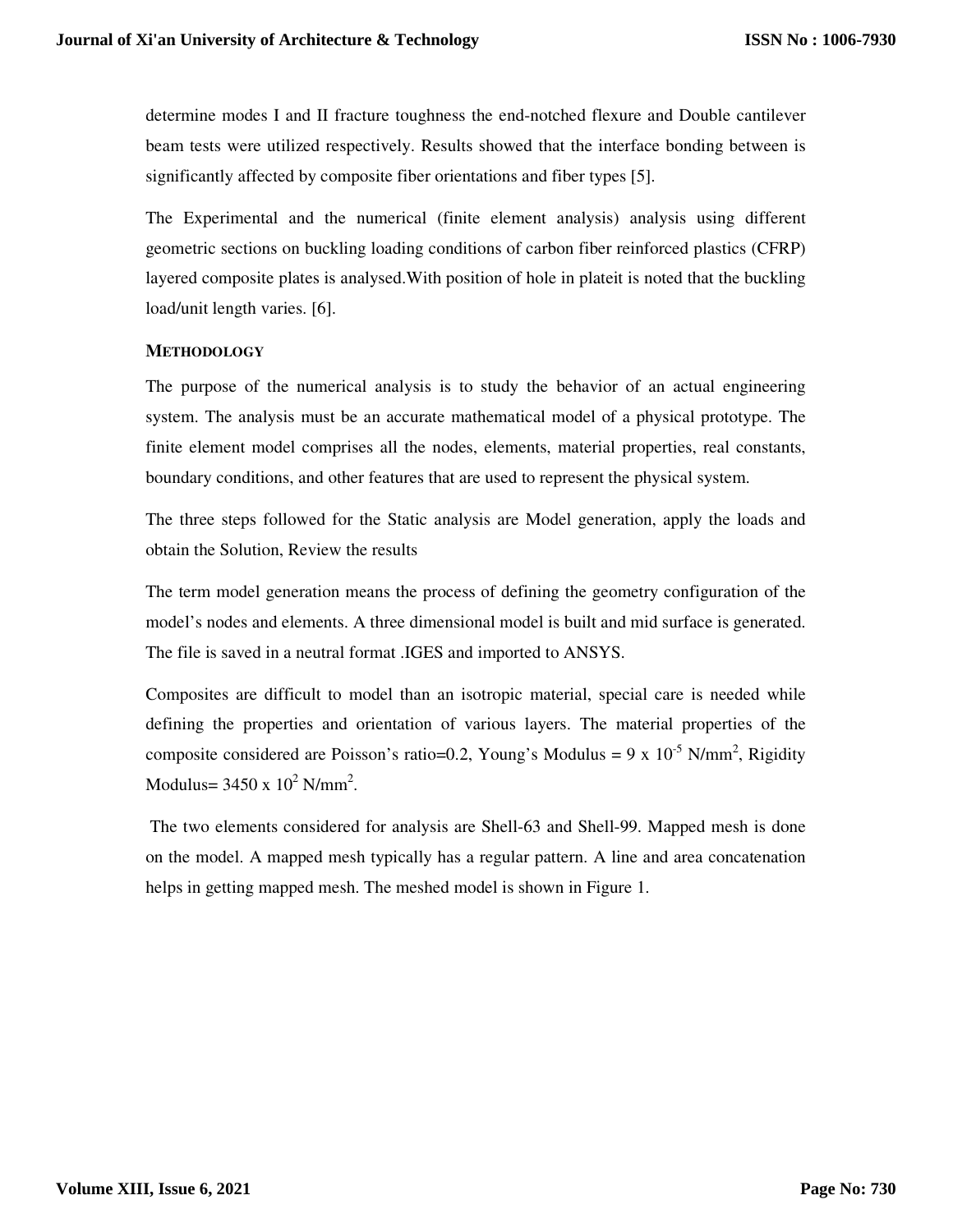determine modes I and II fracture toughness the end-notched flexure and Double cantilever beam tests were utilized respectively. Results showed that the interface bonding between is significantly affected by composite fiber orientations and fiber types [5].

The Experimental and the numerical (finite element analysis) analysis using different geometric sections on buckling loading conditions of carbon fiber reinforced plastics (CFRP) layered composite plates is analysed.With position of hole in plateit is noted that the buckling load/unit length varies. [6].

### METHODOLOGY

The purpose of the numerical analysis is to study the behavior of an actual engineering system. The analysis must be an accurate mathematical model of a physical prototype. The finite element model comprises all the nodes, elements, material properties, real constants, boundary conditions, and other features that are used to represent the physical system.

The three steps followed for the Static analysis are Model generation, apply the loads and obtain the Solution, Review the results

The term model generation means the process of defining the geometry configuration of the model's nodes and elements. A three dimensional model is built and mid surface is generated. The file is saved in a neutral format .IGES and imported to ANSYS.

Composites are difficult to model than an isotropic material, special care is needed while defining the properties and orientation of various layers. The material properties of the composite considered are Poisson's ratio=0.2, Young's Modulus = $9 \times 10^{-5}$ N/mm$^2$, Rigidity Modulus= $3450 \times 10^2$ N/mm$^2$.

The two elements considered for analysis are Shell-63 and Shell-99. Mapped mesh is done on the model. A mapped mesh typically has a regular pattern. A line and area concatenation helps in getting mapped mesh. The meshed model is shown in Figure 1.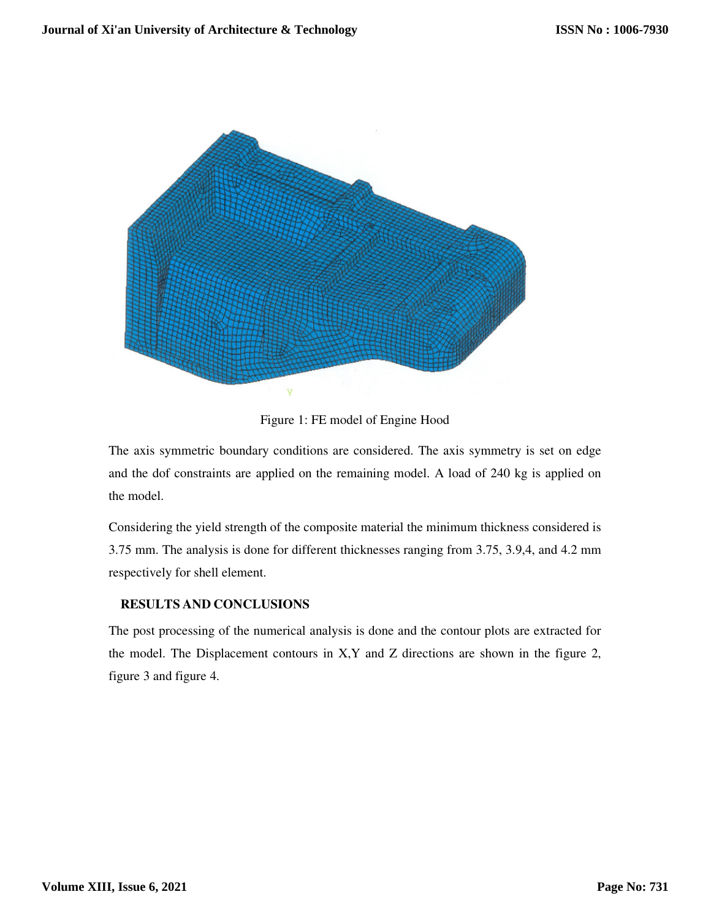Figure 1: FE model of Engine Hood

The axis symmetric boundary conditions are considered. The axis symmetry is set on edge and the dof constraints are applied on the remaining model. A load of 240 kg is applied on the model.

Considering the yield strength of the composite material the minimum thickness considered is 3.75 mm. The analysis is done for different thicknesses ranging from 3.75, 3.9,4, and 4.2 mm respectively for shell element.

## RESULTS AND CONCLUSIONS

The post processing of the numerical analysis is done and the contour plots are extracted for the model. The Displacement contours in X,Y and Z directions are shown in the figure 2, figure 3 and figure 4.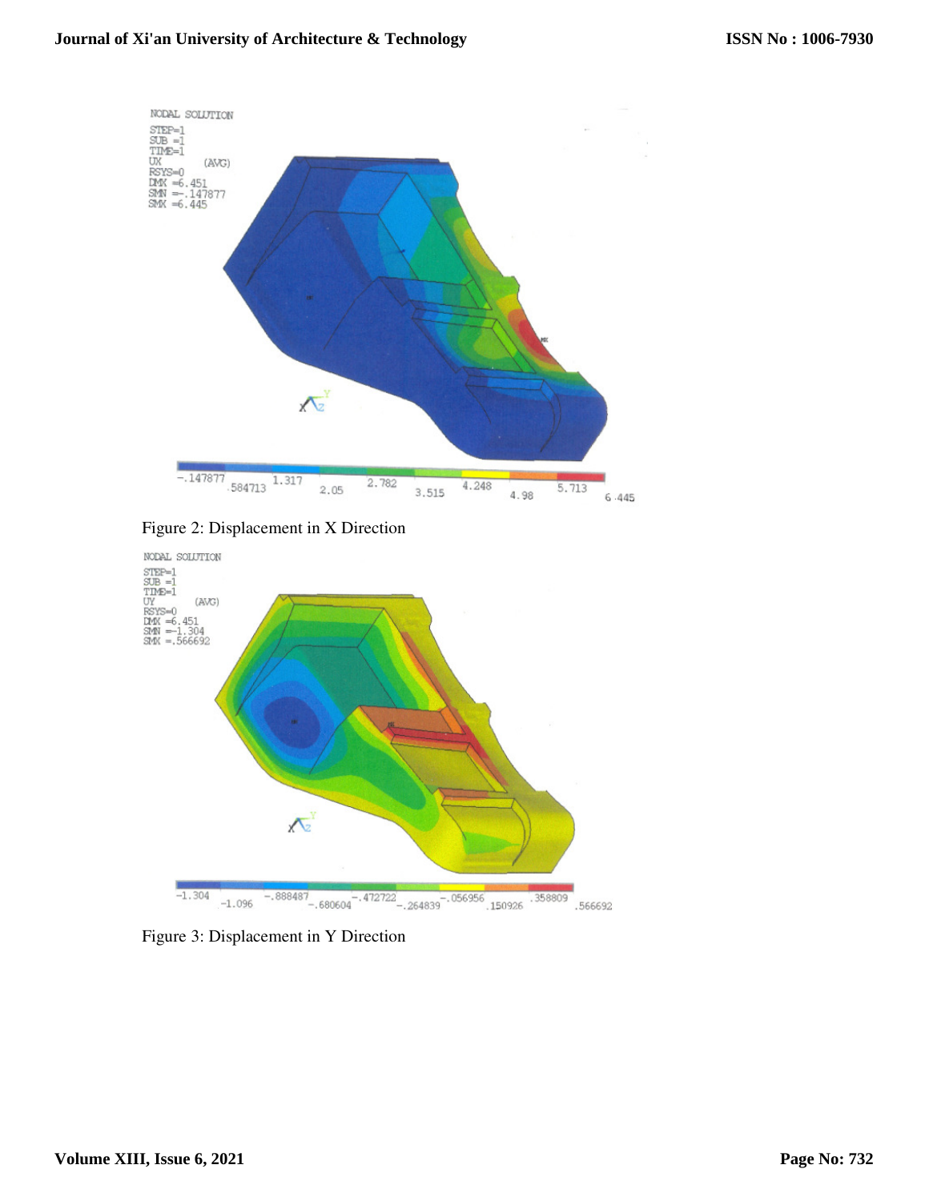Figure 2: Displacement in X Direction

Figure 3: Displacement in Y Direction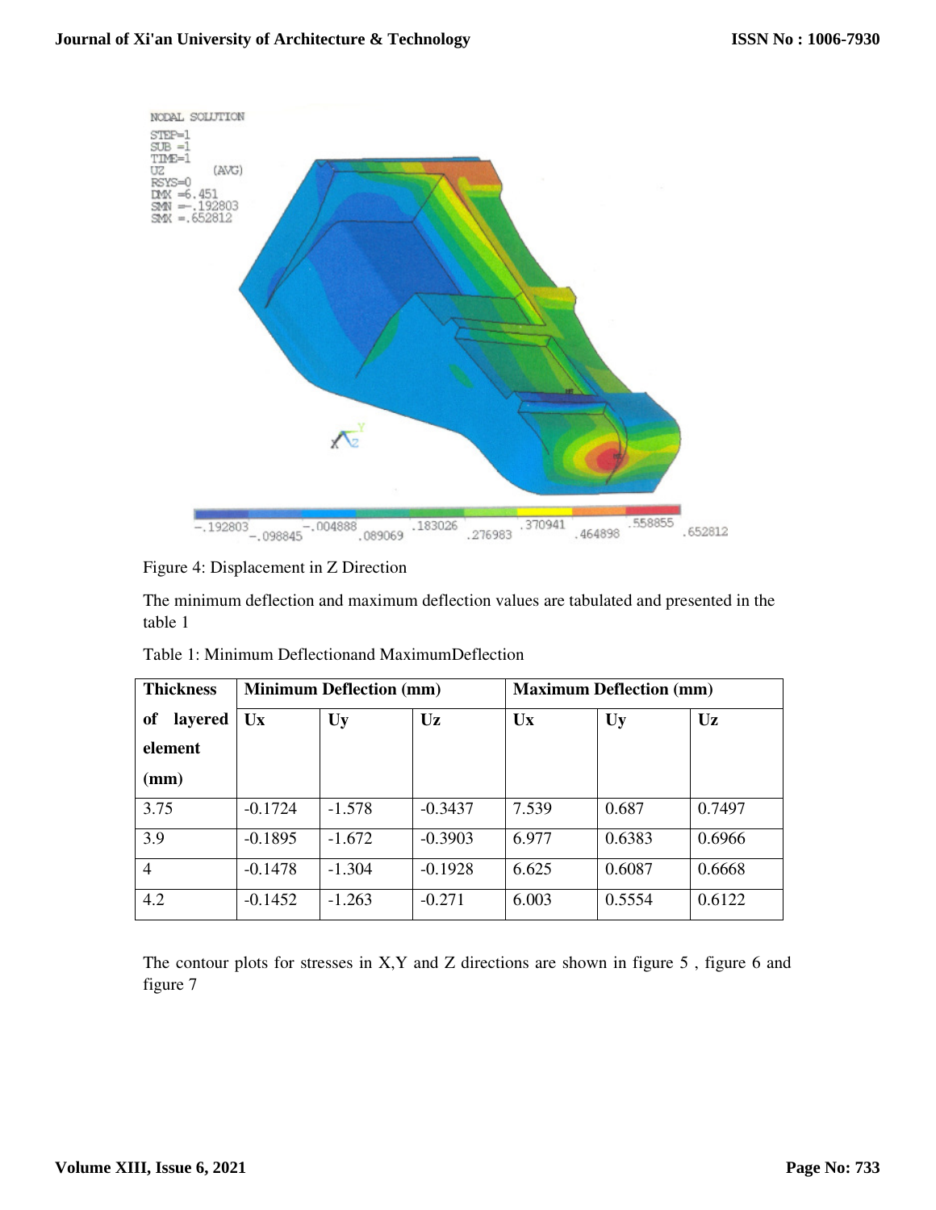Figure 4: Displacement in Z Direction

The minimum deflection and maximum deflection values are tabulated and presented in the table 1

Table 1: Minimum Deflectionand MaximumDeflection

| **Thickness of layered element (mm)** | **Minimum Deflection (mm)** | | | **Maximum Deflection (mm)** | | |
|---|---|---|---|---|---|---|
| | **Ux** | **Uy** | **Uz** | **Ux** | **Uy** | **Uz** |
| 3.75 | -0.1724 | -1.578 | -0.3437 | 7.539 | 0.687 | 0.7497 |
| 3.9 | -0.1895 | -1.672 | -0.3903 | 6.977 | 0.6383 | 0.6966 |
| 4 | -0.1478 | -1.304 | -0.1928 | 6.625 | 0.6087 | 0.6668 |
| 4.2 | -0.1452 | -1.263 | -0.271 | 6.003 | 0.5554 | 0.6122 |

The contour plots for stresses in X,Y and Z directions are shown in figure 5 , figure 6 and figure 7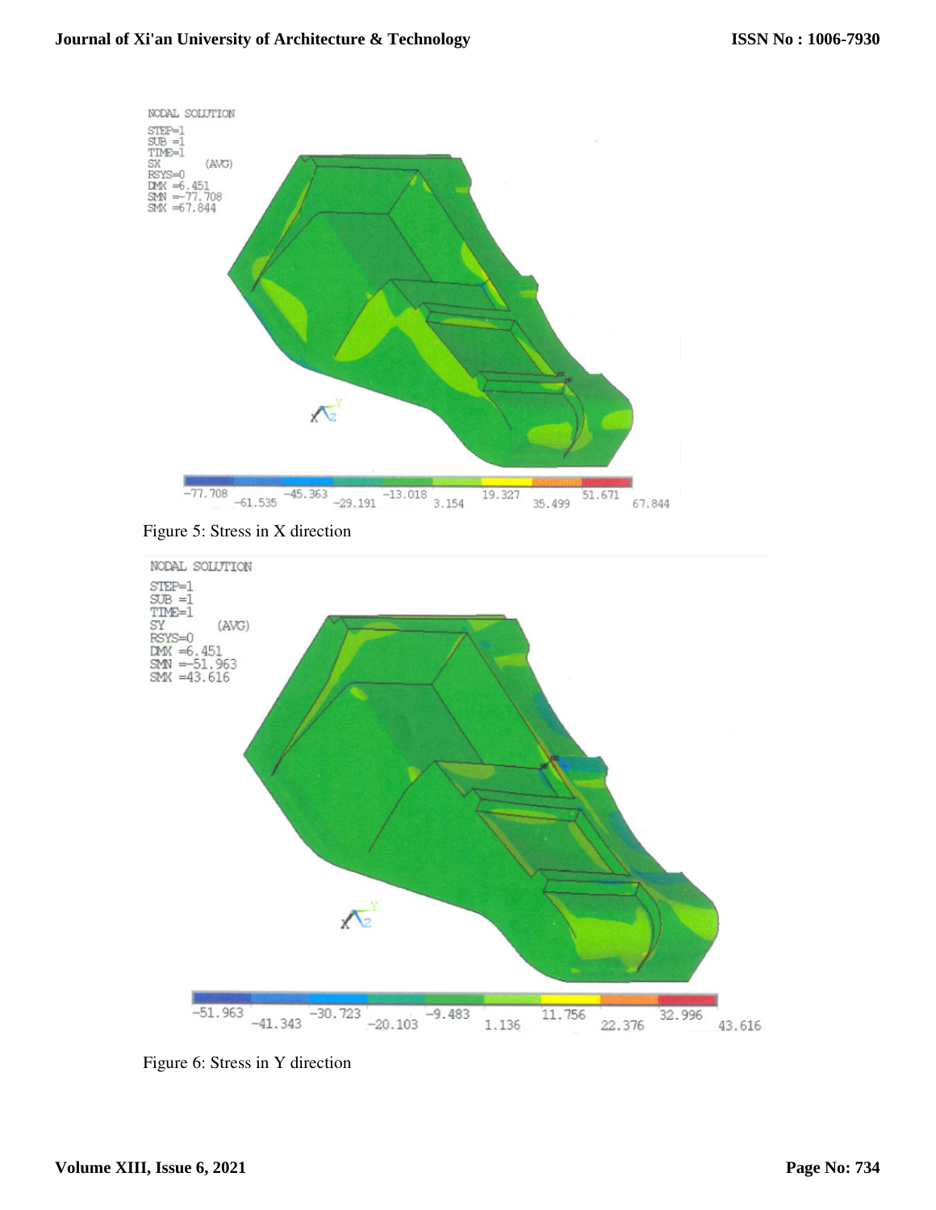Figure 5: Stress in X direction

Figure 6: Stress in Y direction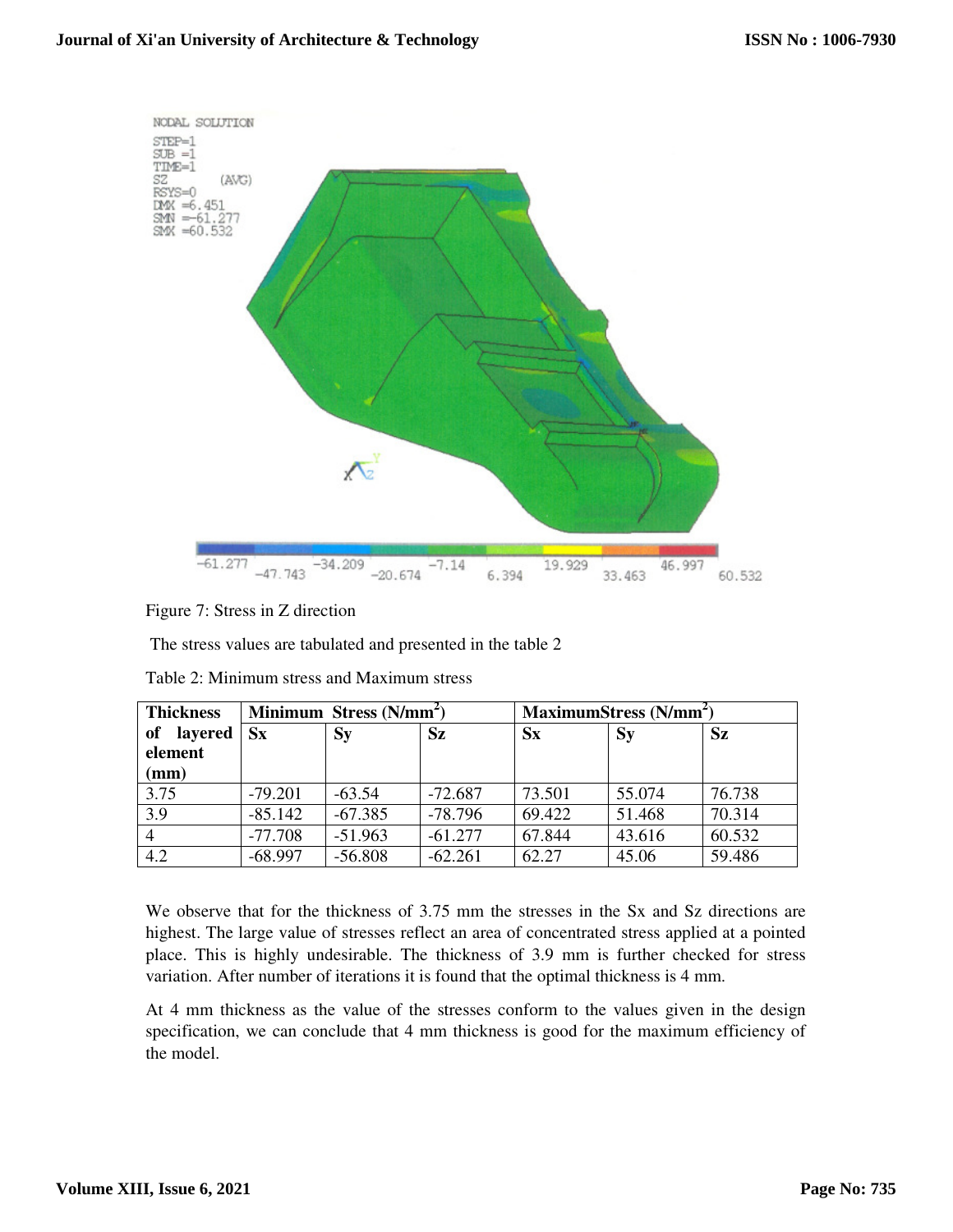Figure 7: Stress in Z direction

The stress values are tabulated and presented in the table 2

Table 2: Minimum stress and Maximum stress

| Thickness of layered element (mm) | Minimum Stress ($N/mm^2$) | | | MaximumStress ($N/mm^2$) | | |
|---|---|---|---|---|---|---|
| | Sx | Sy | Sz | Sx | Sy | Sz |
| 3.75 | -79.201 | -63.54 | -72.687 | 73.501 | 55.074 | 76.738 |
| 3.9 | -85.142 | -67.385 | -78.796 | 69.422 | 51.468 | 70.314 |
| 4 | -77.708 | -51.963 | -61.277 | 67.844 | 43.616 | 60.532 |
| 4.2 | -68.997 | -56.808 | -62.261 | 62.27 | 45.06 | 59.486 |

We observe that for the thickness of 3.75 mm the stresses in the Sx and Sz directions are highest. The large value of stresses reflect an area of concentrated stress applied at a pointed place. This is highly undesirable. The thickness of 3.9 mm is further checked for stress variation. After number of iterations it is found that the optimal thickness is 4 mm.

At 4 mm thickness as the value of the stresses conform to the values given in the design specification, we can conclude that 4 mm thickness is good for the maximum efficiency of the model.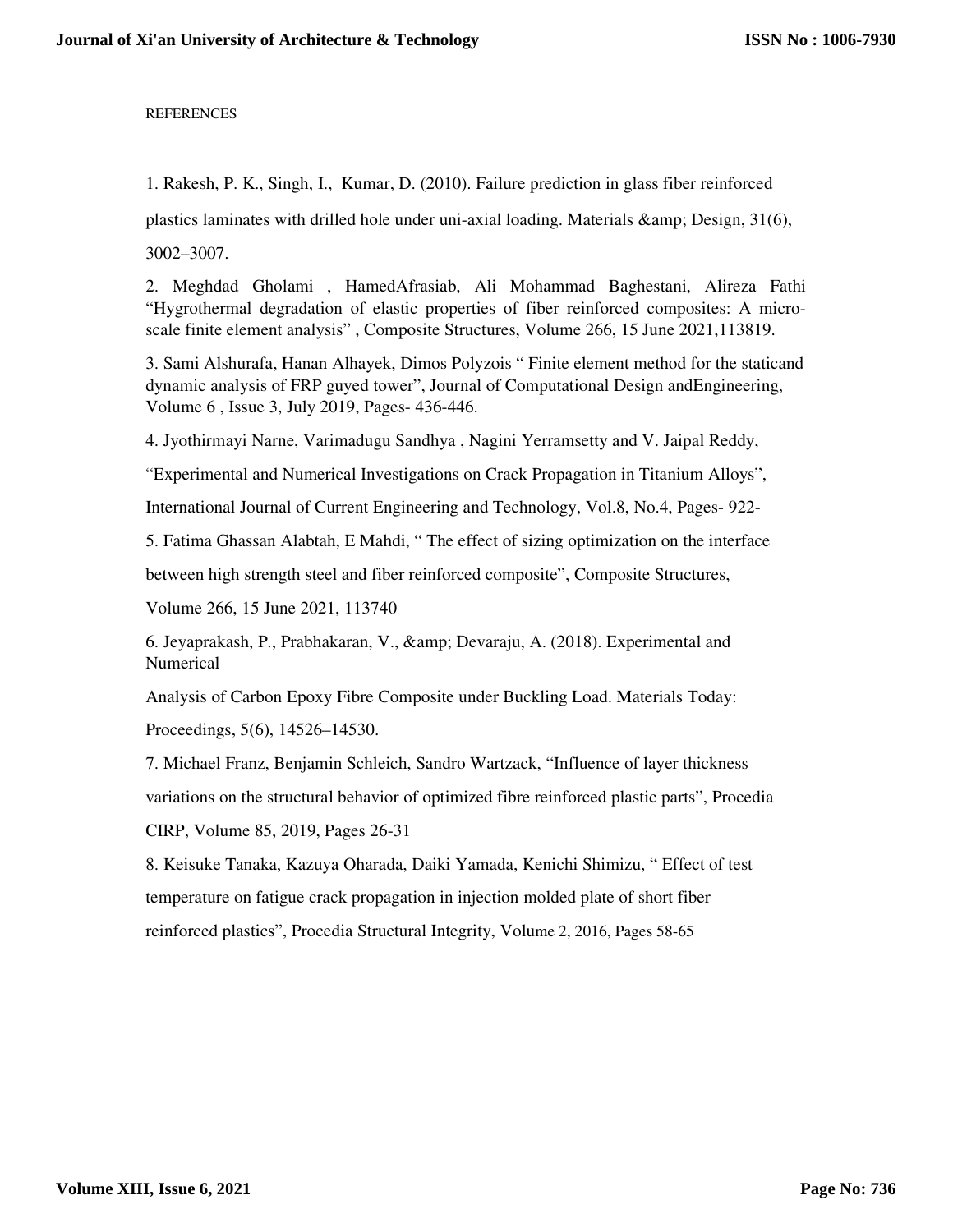REFERENCES

1. Rakesh, P. K., Singh, I., Kumar, D. (2010). Failure prediction in glass fiber reinforced plastics laminates with drilled hole under uni-axial loading. Materials &amp; Design, 31(6), 3002–3007.

2. Meghdad Gholami , HamedAfrasiab, Ali Mohammad Baghestani, Alireza Fathi "Hygrothermal degradation of elastic properties of fiber reinforced composites: A micro-scale finite element analysis" , Composite Structures, Volume 266, 15 June 2021,113819.

3. Sami Alshurafa, Hanan Alhayek, Dimos Polyzois " Finite element method for the staticand dynamic analysis of FRP guyed tower", Journal of Computational Design andEngineering, Volume 6 , Issue 3, July 2019, Pages- 436-446.

4. Jyothirmayi Narne, Varimadugu Sandhya , Nagini Yerramsetty and V. Jaipal Reddy, "Experimental and Numerical Investigations on Crack Propagation in Titanium Alloys", International Journal of Current Engineering and Technology, Vol.8, No.4, Pages- 922-

5. Fatima Ghassan Alabtah, E Mahdi, " The effect of sizing optimization on the interface between high strength steel and fiber reinforced composite", Composite Structures, Volume 266, 15 June 2021, 113740

6. Jeyaprakash, P., Prabhakaran, V., &amp; Devaraju, A. (2018). Experimental and Numerical Analysis of Carbon Epoxy Fibre Composite under Buckling Load. Materials Today: Proceedings, 5(6), 14526–14530.

7. Michael Franz, Benjamin Schleich, Sandro Wartzack, "Influence of layer thickness variations on the structural behavior of optimized fibre reinforced plastic parts", Procedia CIRP, Volume 85, 2019, Pages 26-31

8. Keisuke Tanaka, Kazuya Oharada, Daiki Yamada, Kenichi Shimizu, " Effect of test temperature on fatigue crack propagation in injection molded plate of short fiber reinforced plastics", Procedia Structural Integrity, Volume 2, 2016, Pages 58-65